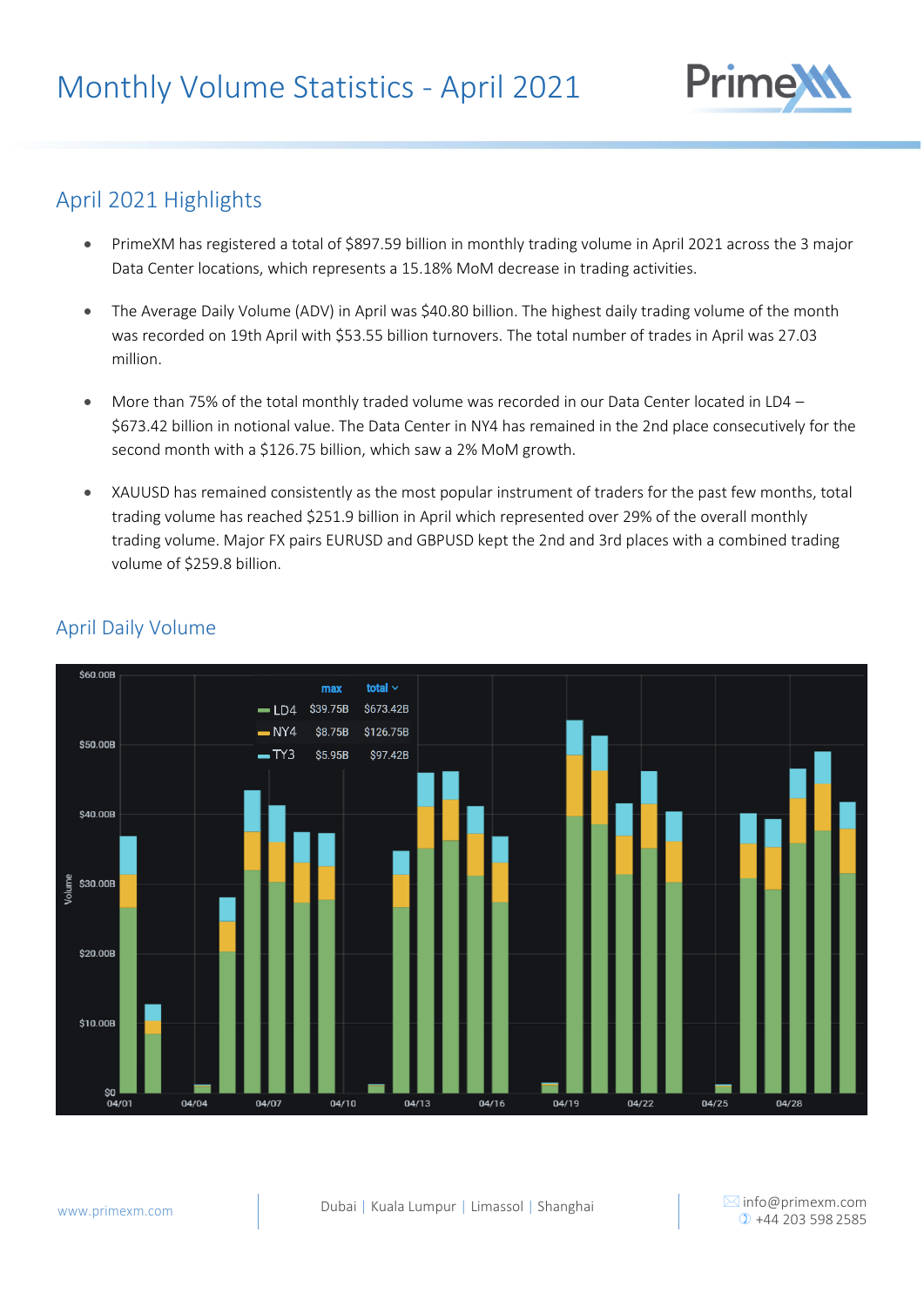# Monthly Volume Statistics - April 2021

## April 2021 Highlights

- PrimeXM has registered a total of $897.59 billion in monthly trading volume in April 2021 across the 3 major Data Center locations, which represents a 15.18% MoM decrease in trading activities.
- The Average Daily Volume (ADV) in April was $40.80 billion. The highest daily trading volume of the month was recorded on 19th April with $53.55 billion turnovers. The total number of trades in April was 27.03 million.
- More than 75% of the total monthly traded volume was recorded in our Data Center located in LD4 – $673.42 billion in notional value. The Data Center in NY4 has remained in the 2nd place consecutively for the second month with a $126.75 billion, which saw a 2% MoM growth.
- XAUUSD has remained consistently as the most popular instrument of traders for the past few months, total trading volume has reached $251.9 billion in April which represented over 29% of the overall monthly trading volume. Major FX pairs EURUSD and GBPUSD kept the 2nd and 3rd places with a combined trading volume of $259.8 billion.

## April Daily Volume

| | max | total |
|---|---|---|
| LD4 | $39.75B | $673.42B |
| NY4 | $8.75B | $126.75B |
| TY3 | $5.95B | $97.42B |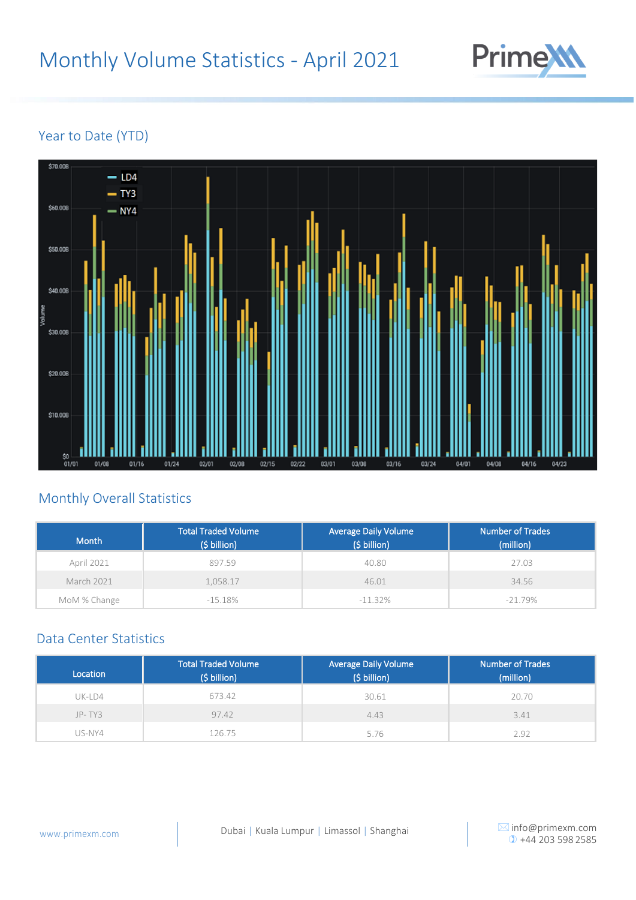# Monthly Volume Statistics - April 2021

## Year to Date (YTD)

## Monthly Overall Statistics

| Month | Total Traded Volume ($ billion) | Average Daily Volume ($ billion) | Number of Trades (million) |
|---|---|---|---|
| April 2021 | 897.59 | 40.80 | 27.03 |
| March 2021 | 1,058.17 | 46.01 | 34.56 |
| MoM % Change | -15.18% | -11.32% | -21.79% |

## Data Center Statistics

| Location | Total Traded Volume ($ billion) | Average Daily Volume ($ billion) | Number of Trades (million) |
|---|---|---|---|
| UK-LD4 | 673.42 | 30.61 | 20.70 |
| JP- TY3 | 97.42 | 4.43 | 3.41 |
| US-NY4 | 126.75 | 5.76 | 2.92 |

www.primexm.com | Dubai | Kuala Lumpur | Limassol | Shanghai | info@primexm.com +44 203 598 2585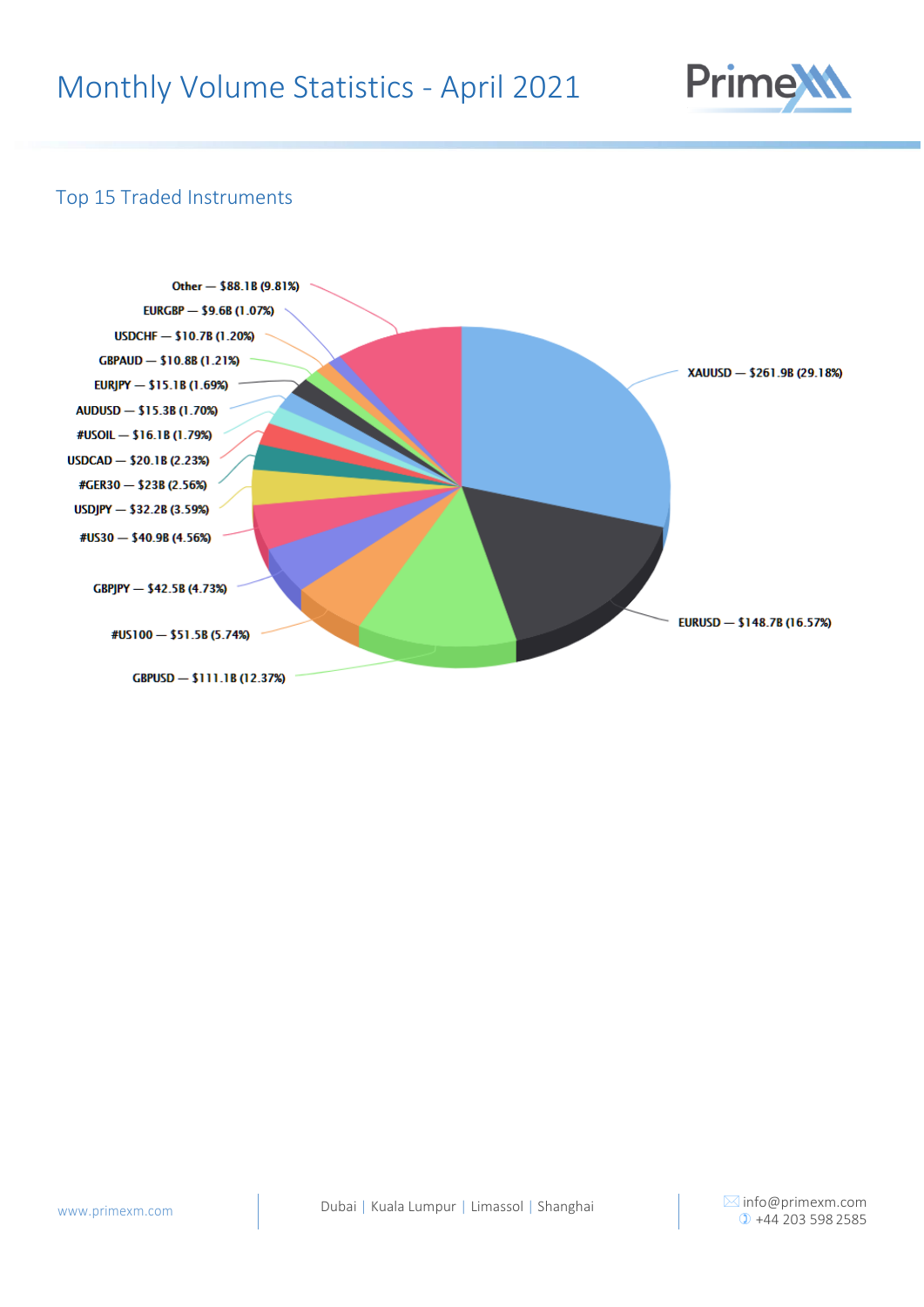# Monthly Volume Statistics - April 2021

## Top 15 Traded Instruments

Other — $88.1B (9.81%)
EURGBP — $9.6B (1.07%)
USDCHF — $10.7B (1.20%)
GBPAUD — $10.8B (1.21%)
EURJPY — $15.1B (1.69%)
AUDUSD — $15.3B (1.70%)
#USOIL — $16.1B (1.79%)
USDCAD — $20.1B (2.23%)
#GER30 — $23B (2.56%)
USDJPY — $32.2B (3.59%)
#US30 — $40.9B (4.56%)
GBPJPY — $42.5B (4.73%)
#US100 — $51.5B (5.74%)
GBPUSD — $111.1B (12.37%)
EURUSD — $148.7B (16.57%)
XAUUSD — $261.9B (29.18%)

www.primexm.com

Dubai | Kuala Lumpur | Limassol | Shanghai

info@primexm.com
+44 203 598 2585